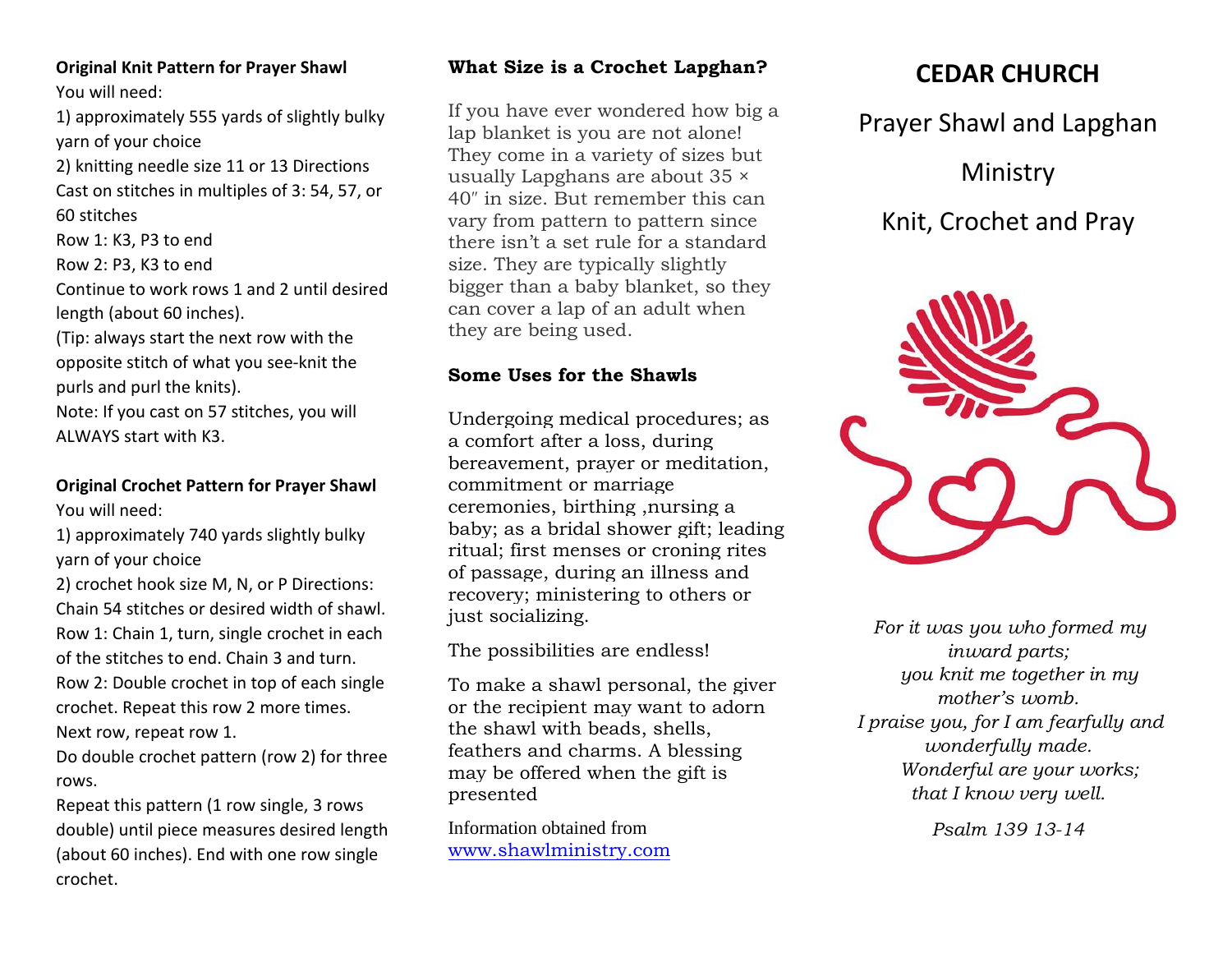## Original Knit Pattern for Prayer Shawl

You will need:

1) approximately 555 yards of slightly bulky yarn of your choice

2) knitting needle size 11 or 13 Directions

Cast on stitches in multiples of 3: 54, 57, or 60 stitches

Row 1: K3, P3 to end

Row 2: P3, K3 to end

Continue to work rows 1 and 2 until desired length (about 60 inches).

(Tip: always start the next row with the opposite stitch of what you see-knit the purls and purl the knits).

Note: If you cast on 57 stitches, you will ALWAYS start with K3.

## Original Crochet Pattern for Prayer Shawl

You will need:

1) approximately 740 yards slightly bulky yarn of your choice

2) crochet hook size M, N, or P Directions:

Chain 54 stitches or desired width of shawl.

Row 1: Chain 1, turn, single crochet in each of the stitches to end. Chain 3 and turn.

Row 2: Double crochet in top of each single crochet. Repeat this row 2 more times.

Next row, repeat row 1.

Do double crochet pattern (row 2) for three rows.

Repeat this pattern (1 row single, 3 rows double) until piece measures desired length (about 60 inches). End with one row single crochet.

## What Size is a Crochet Lapghan?

If you have ever wondered how big a lap blanket is you are not alone! They come in a variety of sizes but usually Lapghans are about 35 × 40″ in size. But remember this can vary from pattern to pattern since there isn't a set rule for a standard size. They are typically slightly bigger than a baby blanket, so they can cover a lap of an adult when they are being used.

## Some Uses for the Shawls

Undergoing medical procedures; as a comfort after a loss, during bereavement, prayer or meditation, commitment or marriage ceremonies, birthing ,nursing a baby; as a bridal shower gift; leading ritual; first menses or croning rites of passage, during an illness and recovery; ministering to others or just socializing.

The possibilities are endless!

To make a shawl personal, the giver or the recipient may want to adorn the shawl with beads, shells, feathers and charms. A blessing may be offered when the gift is presented

Information obtained from [www.shawlministry.com](http://www.shawlministry.com)

# CEDAR CHURCH

Prayer Shawl and Lapghan Ministry

Knit, Crochet and Pray

*For it was you who formed my inward parts;*
*you knit me together in my mother's womb.*
*I praise you, for I am fearfully and wonderfully made.*
*Wonderful are your works;*
*that I know very well.*

*Psalm 139 13-14*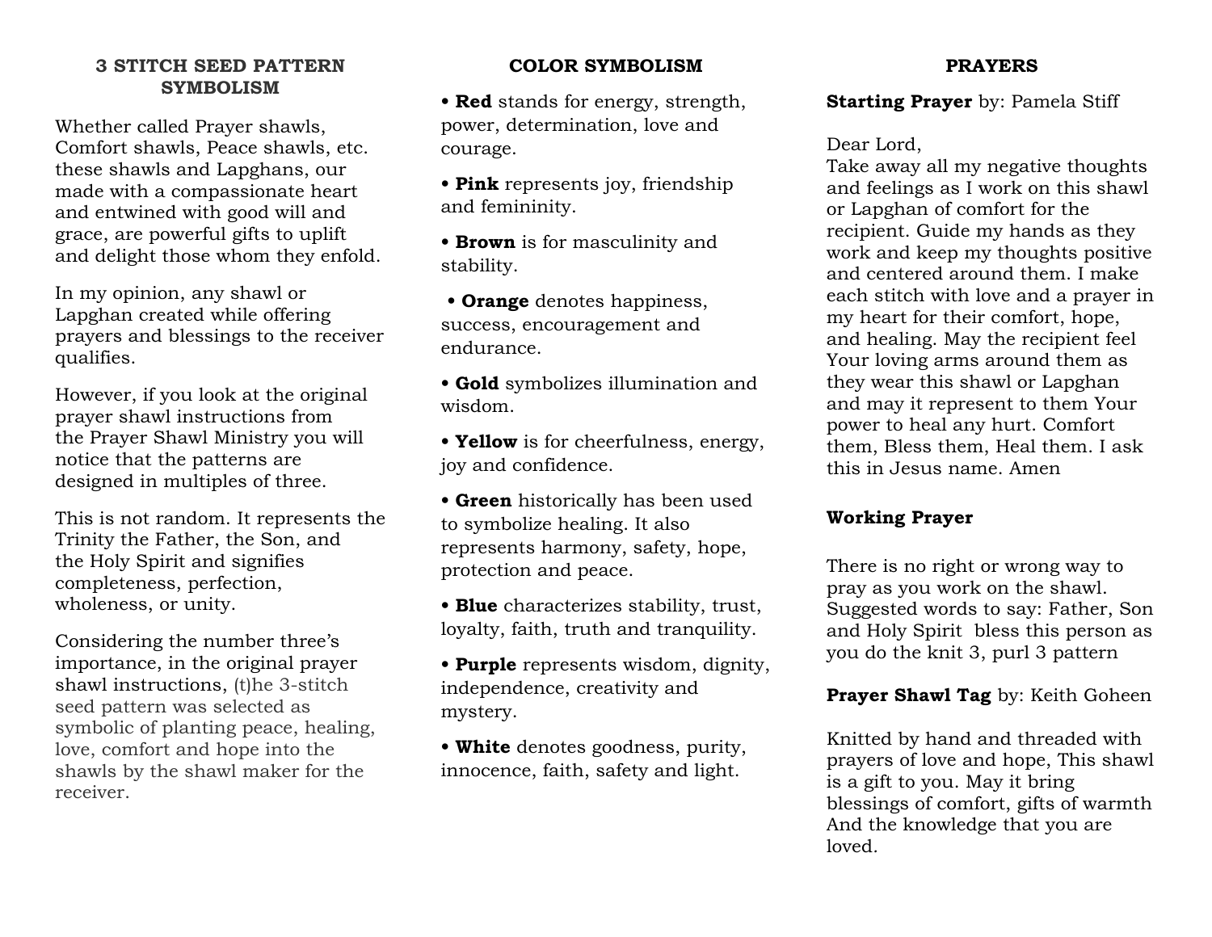## 3 STITCH SEED PATTERN SYMBOLISM

Whether called Prayer shawls, Comfort shawls, Peace shawls, etc. these shawls and Lapghans, our made with a compassionate heart and entwined with good will and grace, are powerful gifts to uplift and delight those whom they enfold.

In my opinion, any shawl or Lapghan created while offering prayers and blessings to the receiver qualifies.

However, if you look at the original prayer shawl instructions from the Prayer Shawl Ministry you will notice that the patterns are designed in multiples of three.

This is not random. It represents the Trinity the Father, the Son, and the Holy Spirit and signifies completeness, perfection, wholeness, or unity.

Considering the number three's importance, in the original prayer shawl instructions, (t)he 3-stitch seed pattern was selected as symbolic of planting peace, healing, love, comfort and hope into the shawls by the shawl maker for the receiver.

## COLOR SYMBOLISM

- **Red** stands for energy, strength, power, determination, love and courage.
- **Pink** represents joy, friendship and femininity.
- **Brown** is for masculinity and stability.
- **Orange** denotes happiness, success, encouragement and endurance.
- **Gold** symbolizes illumination and wisdom.
- **Yellow** is for cheerfulness, energy, joy and confidence.
- **Green** historically has been used to symbolize healing. It also represents harmony, safety, hope, protection and peace.
- **Blue** characterizes stability, trust, loyalty, faith, truth and tranquility.
- **Purple** represents wisdom, dignity, independence, creativity and mystery.
- **White** denotes goodness, purity, innocence, faith, safety and light.

## PRAYERS

**Starting Prayer** by: Pamela Stiff

Dear Lord,
Take away all my negative thoughts and feelings as I work on this shawl or Lapghan of comfort for the recipient. Guide my hands as they work and keep my thoughts positive and centered around them. I make each stitch with love and a prayer in my heart for their comfort, hope, and healing. May the recipient feel Your loving arms around them as they wear this shawl or Lapghan and may it represent to them Your power to heal any hurt. Comfort them, Bless them, Heal them. I ask this in Jesus name. Amen

**Working Prayer**

There is no right or wrong way to pray as you work on the shawl. Suggested words to say: Father, Son and Holy Spirit bless this person as you do the knit 3, purl 3 pattern

**Prayer Shawl Tag** by: Keith Goheen

Knitted by hand and threaded with prayers of love and hope, This shawl is a gift to you. May it bring blessings of comfort, gifts of warmth And the knowledge that you are loved.